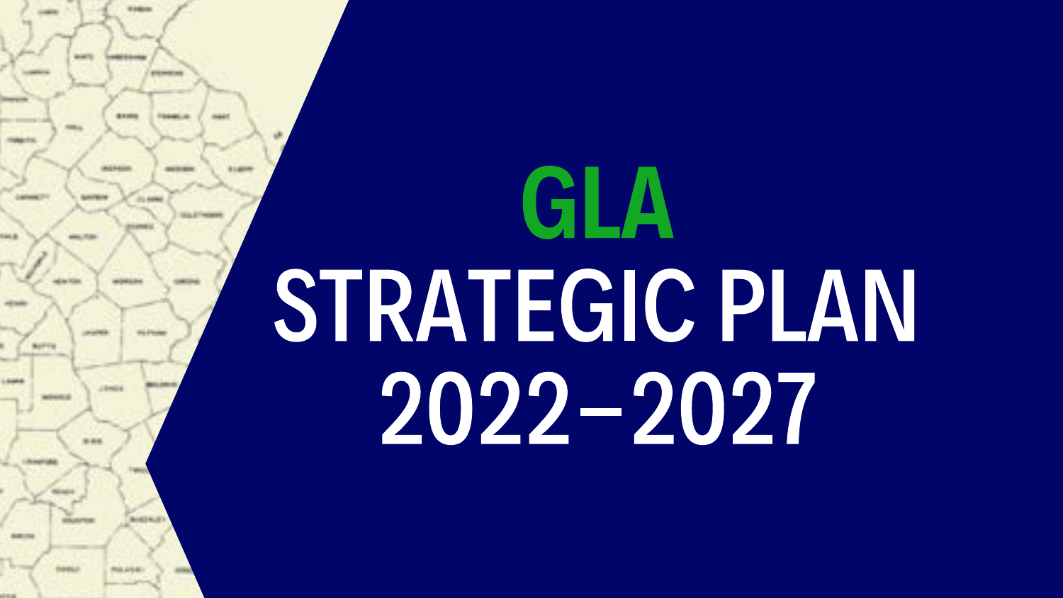# GLA

# STRATEGIC PLAN 2022–2027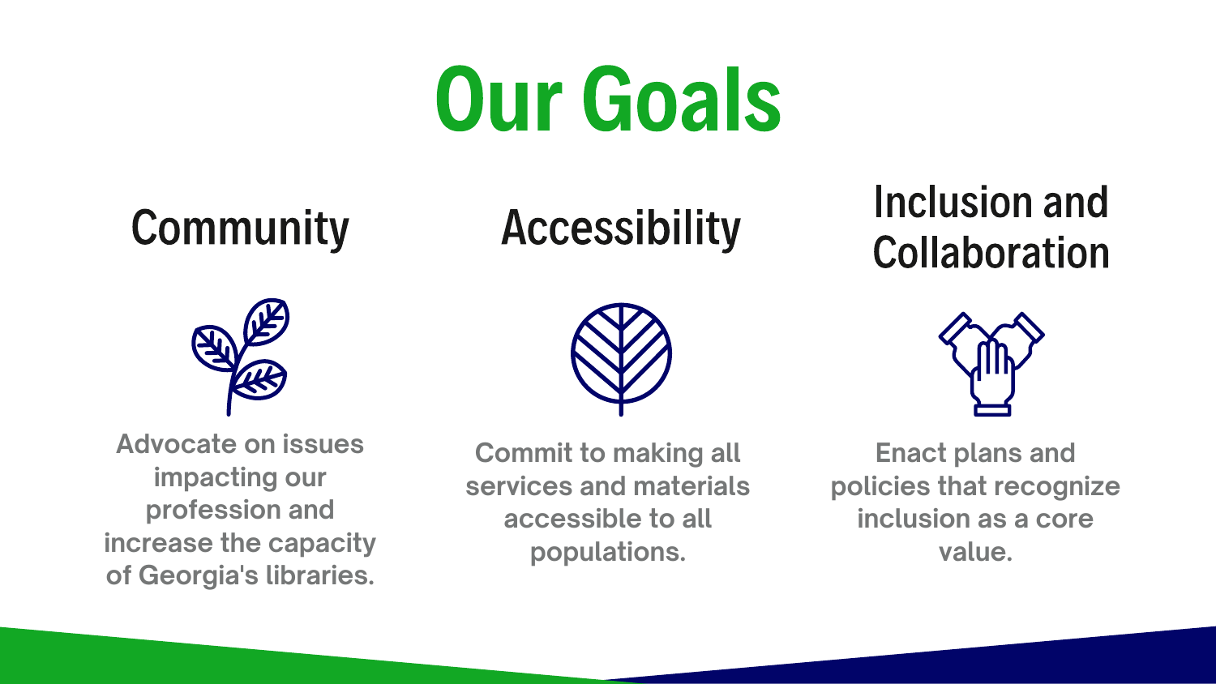# Our Goals

## Community

Advocate on issues impacting our profession and increase the capacity of Georgia's libraries.

## Accessibility

Commit to making all services and materials accessible to all populations.

## Inclusion and Collaboration

Enact plans and policies that recognize inclusion as a core value.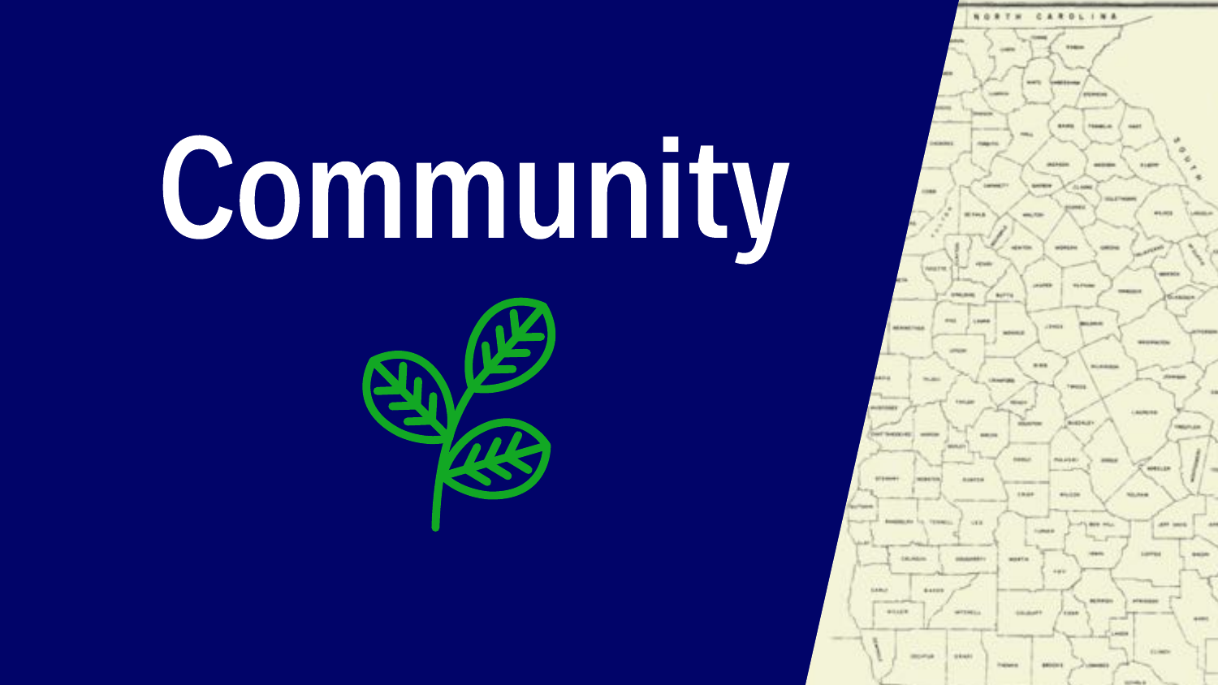# Community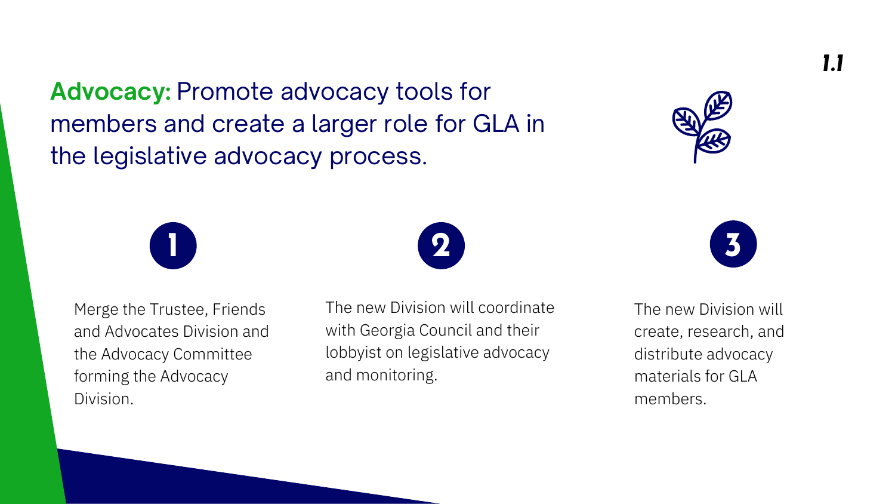1.1

**Advocacy:** Promote advocacy tools for members and create a larger role for GLA in the legislative advocacy process.

1. Merge the Trustee, Friends and Advocates Division and the Advocacy Committee forming the Advocacy Division.

2. The new Division will coordinate with Georgia Council and their lobbyist on legislative advocacy and monitoring.

3. The new Division will create, research, and distribute advocacy materials for GLA members.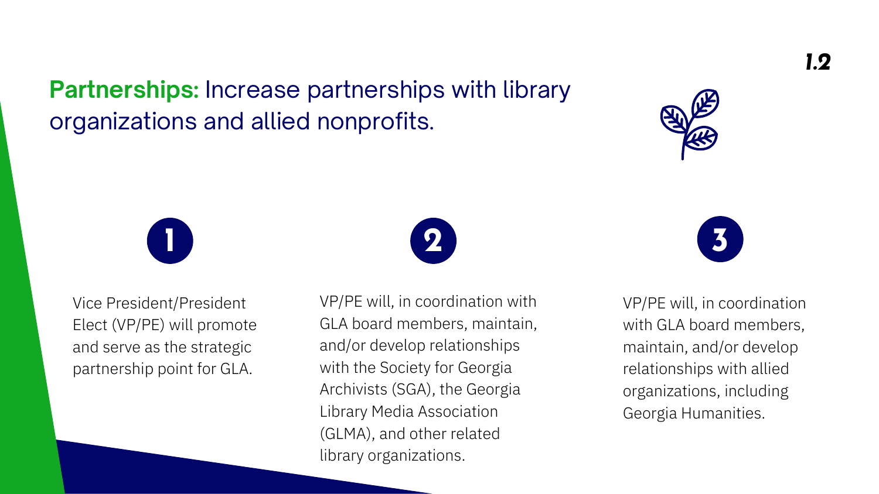1.2

## **Partnerships:** Increase partnerships with library organizations and allied nonprofits.

1. Vice President/President Elect (VP/PE) will promote and serve as the strategic partnership point for GLA.

2. VP/PE will, in coordination with GLA board members, maintain, and/or develop relationships with the Society for Georgia Archivists (SGA), the Georgia Library Media Association (GLMA), and other related library organizations.

3. VP/PE will, in coordination with GLA board members, maintain, and/or develop relationships with allied organizations, including Georgia Humanities.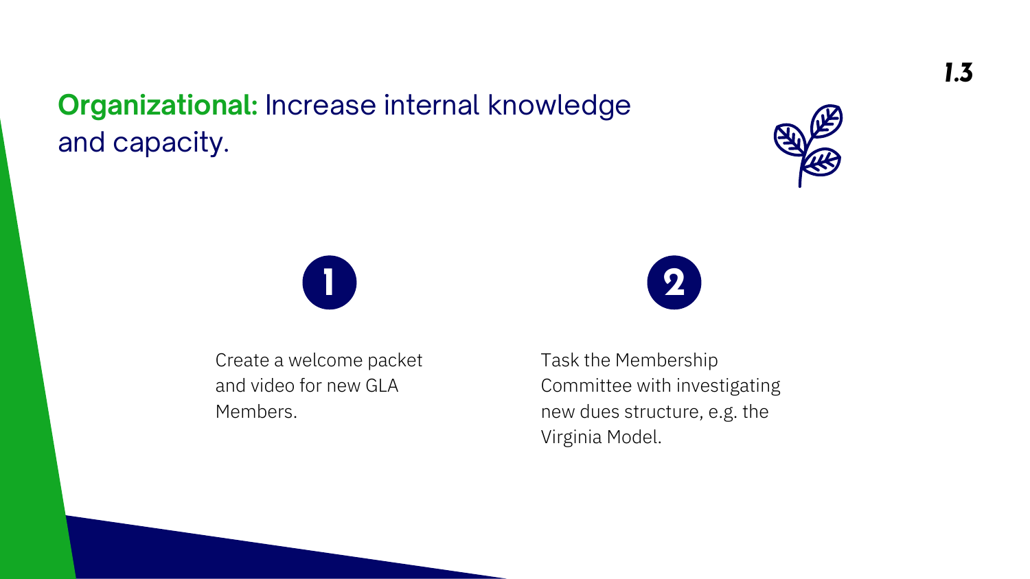1.3

## **Organizational:** Increase internal knowledge and capacity.

1. Create a welcome packet and video for new GLA Members.
2. Task the Membership Committee with investigating new dues structure, e.g. the Virginia Model.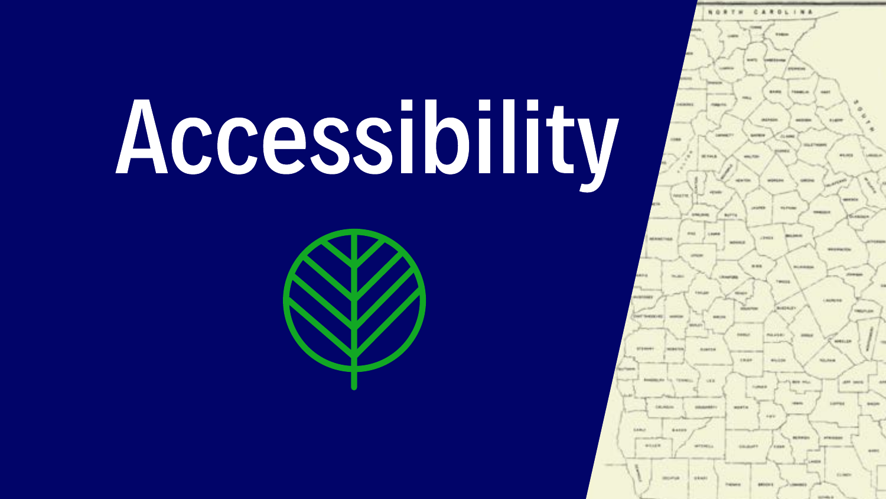# Accessibility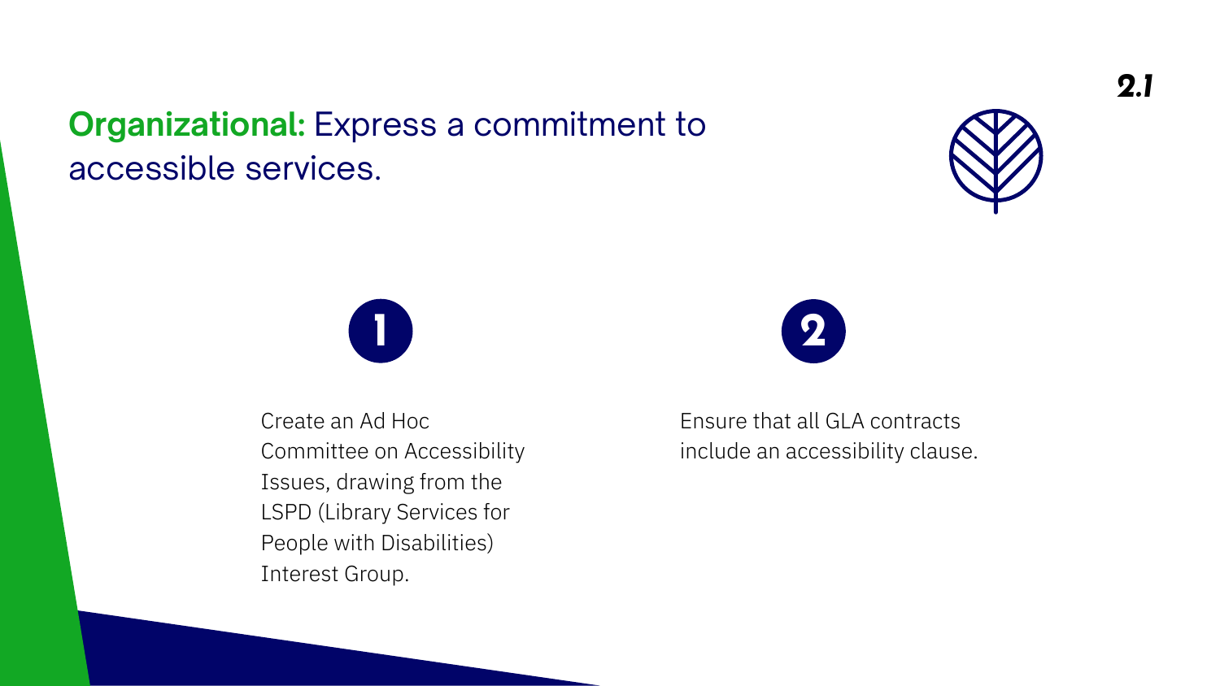## **Organizational:** Express a commitment to accessible services.

2.1

1. Create an Ad Hoc Committee on Accessibility Issues, drawing from the LSPD (Library Services for People with Disabilities) Interest Group.

2. Ensure that all GLA contracts include an accessibility clause.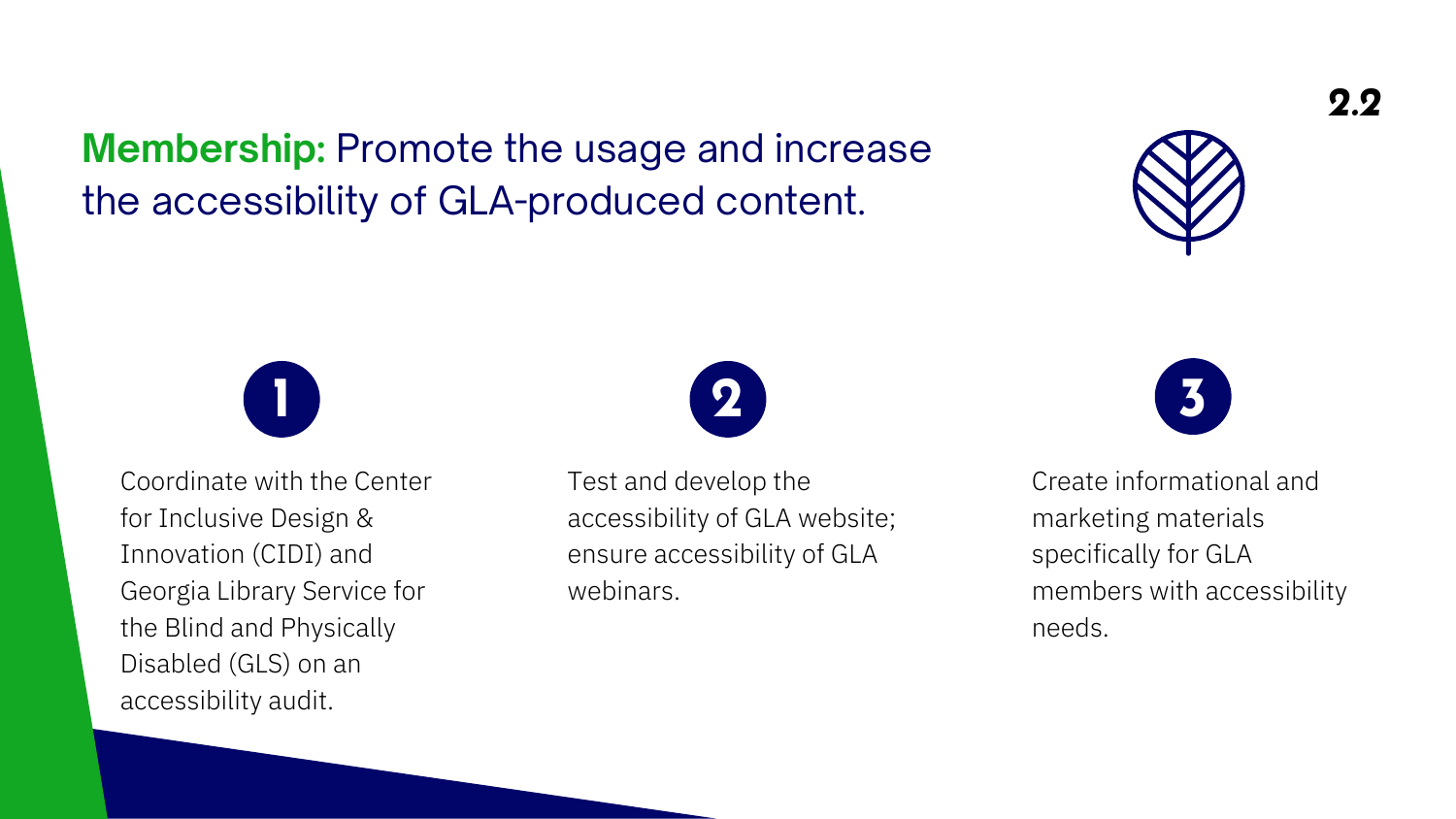## **Membership:** Promote the usage and increase the accessibility of GLA-produced content.

2.2

1. Coordinate with the Center for Inclusive Design & Innovation (CIDI) and Georgia Library Service for the Blind and Physically Disabled (GLS) on an accessibility audit.

2. Test and develop the accessibility of GLA website; ensure accessibility of GLA webinars.

3. Create informational and marketing materials specifically for GLA members with accessibility needs.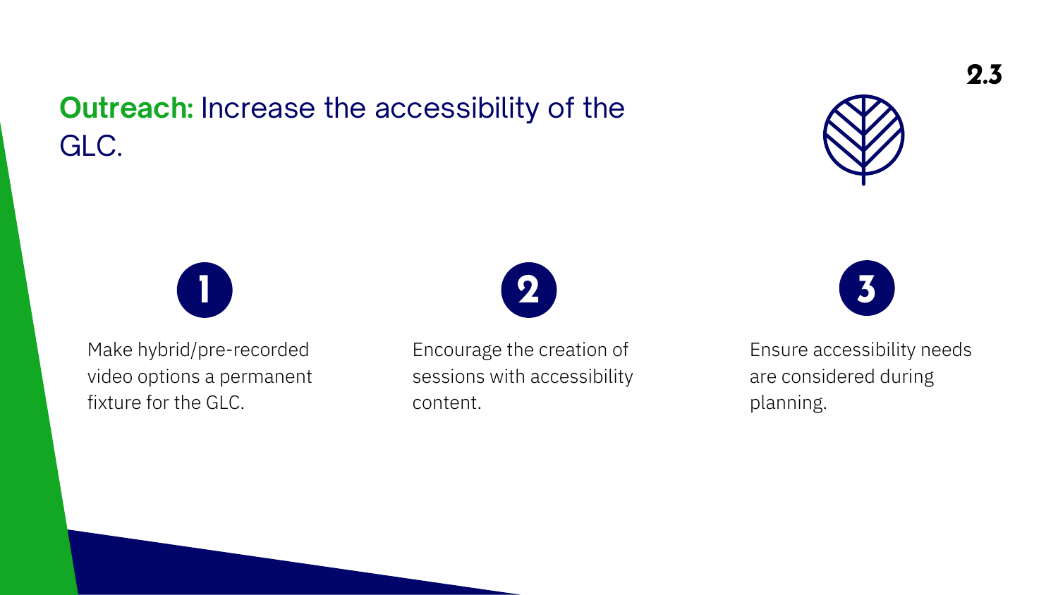2.3

# **Outreach:** Increase the accessibility of the GLC.

1. Make hybrid/pre-recorded video options a permanent fixture for the GLC.
2. Encourage the creation of sessions with accessibility content.
3. Ensure accessibility needs are considered during planning.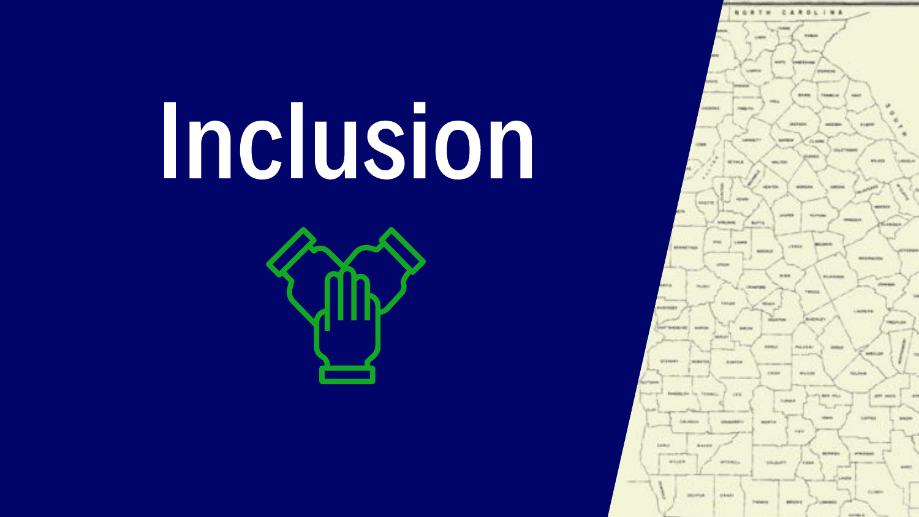# Inclusion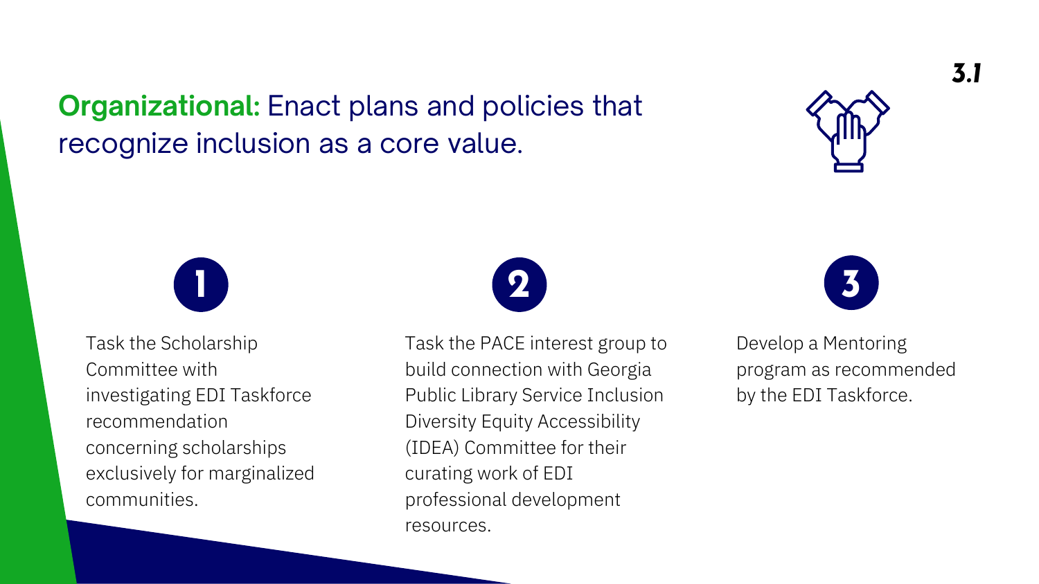*3.1*

## **Organizational:** Enact plans and policies that recognize inclusion as a core value.

1. Task the Scholarship Committee with investigating EDI Taskforce recommendation concerning scholarships exclusively for marginalized communities.

2. Task the PACE interest group to build connection with Georgia Public Library Service Inclusion Diversity Equity Accessibility (IDEA) Committee for their curating work of EDI professional development resources.

3. Develop a Mentoring program as recommended by the EDI Taskforce.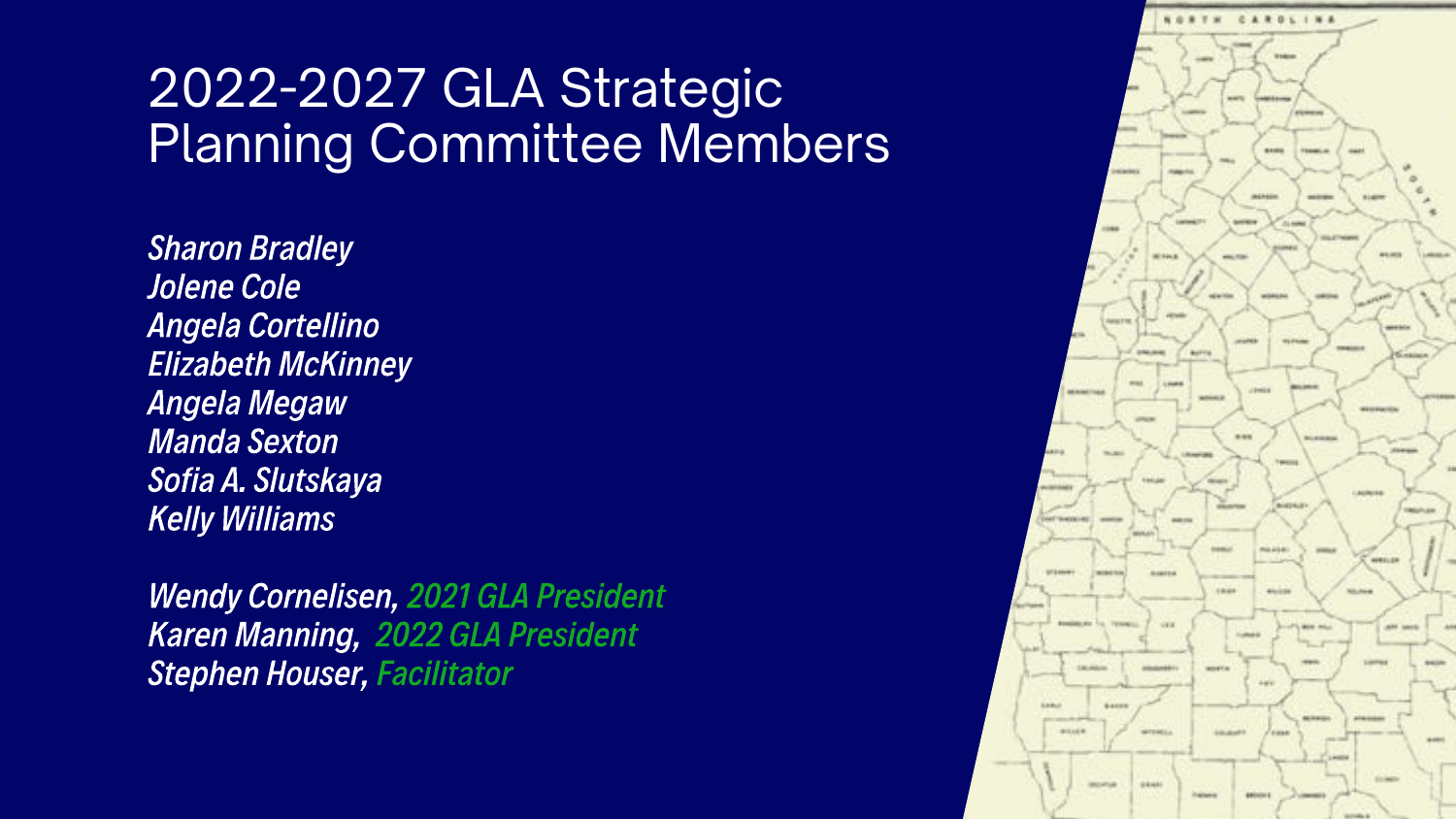# 2022-2027 GLA Strategic Planning Committee Members

*Sharon Bradley*
*Jolene Cole*
*Angela Cortellino*
*Elizabeth McKinney*
*Angela Megaw*
*Manda Sexton*
*Sofia A. Slutskaya*
*Kelly Williams*

*Wendy Cornelisen, 2021 GLA President*
*Karen Manning, 2022 GLA President*
*Stephen Houser, Facilitator*